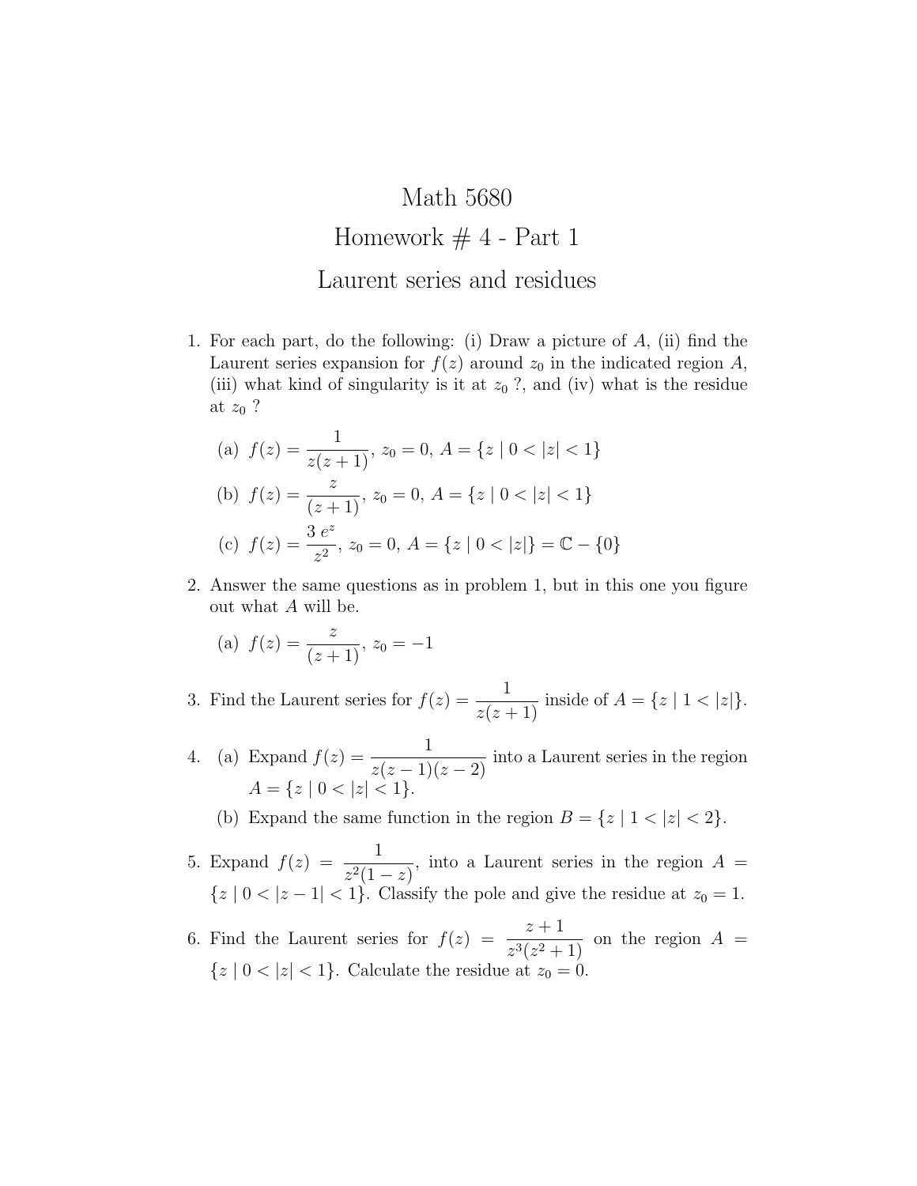# Math 5680

## Homework # 4 - Part 1

## Laurent series and residues

1. For each part, do the following: (i) Draw a picture of $A$, (ii) find the Laurent series expansion for $f(z)$ around $z_0$ in the indicated region $A$, (iii) what kind of singularity is it at $z_0$ ?, and (iv) what is the residue at $z_0$ ?

   (a) $f(z) = \dfrac{1}{z(z+1)}$, $z_0 = 0$, $A = \{z \mid 0 < |z| < 1\}$

   (b) $f(z) = \dfrac{z}{(z+1)}$, $z_0 = 0$, $A = \{z \mid 0 < |z| < 1\}$

   (c) $f(z) = \dfrac{3\, e^z}{z^2}$, $z_0 = 0$, $A = \{z \mid 0 < |z|\} = \mathbb{C} - \{0\}$

2. Answer the same questions as in problem 1, but in this one you figure out what $A$ will be.

   (a) $f(z) = \dfrac{z}{(z+1)}$, $z_0 = -1$

3. Find the Laurent series for $f(z) = \dfrac{1}{z(z+1)}$ inside of $A = \{z \mid 1 < |z|\}$.

4. (a) Expand $f(z) = \dfrac{1}{z(z-1)(z-2)}$ into a Laurent series in the region $A = \{z \mid 0 < |z| < 1\}$.

   (b) Expand the same function in the region $B = \{z \mid 1 < |z| < 2\}$.

5. Expand $f(z) = \dfrac{1}{z^2(1-z)}$, into a Laurent series in the region $A = \{z \mid 0 < |z-1| < 1\}$. Classify the pole and give the residue at $z_0 = 1$.

6. Find the Laurent series for $f(z) = \dfrac{z+1}{z^3(z^2+1)}$ on the region $A = \{z \mid 0 < |z| < 1\}$. Calculate the residue at $z_0 = 0$.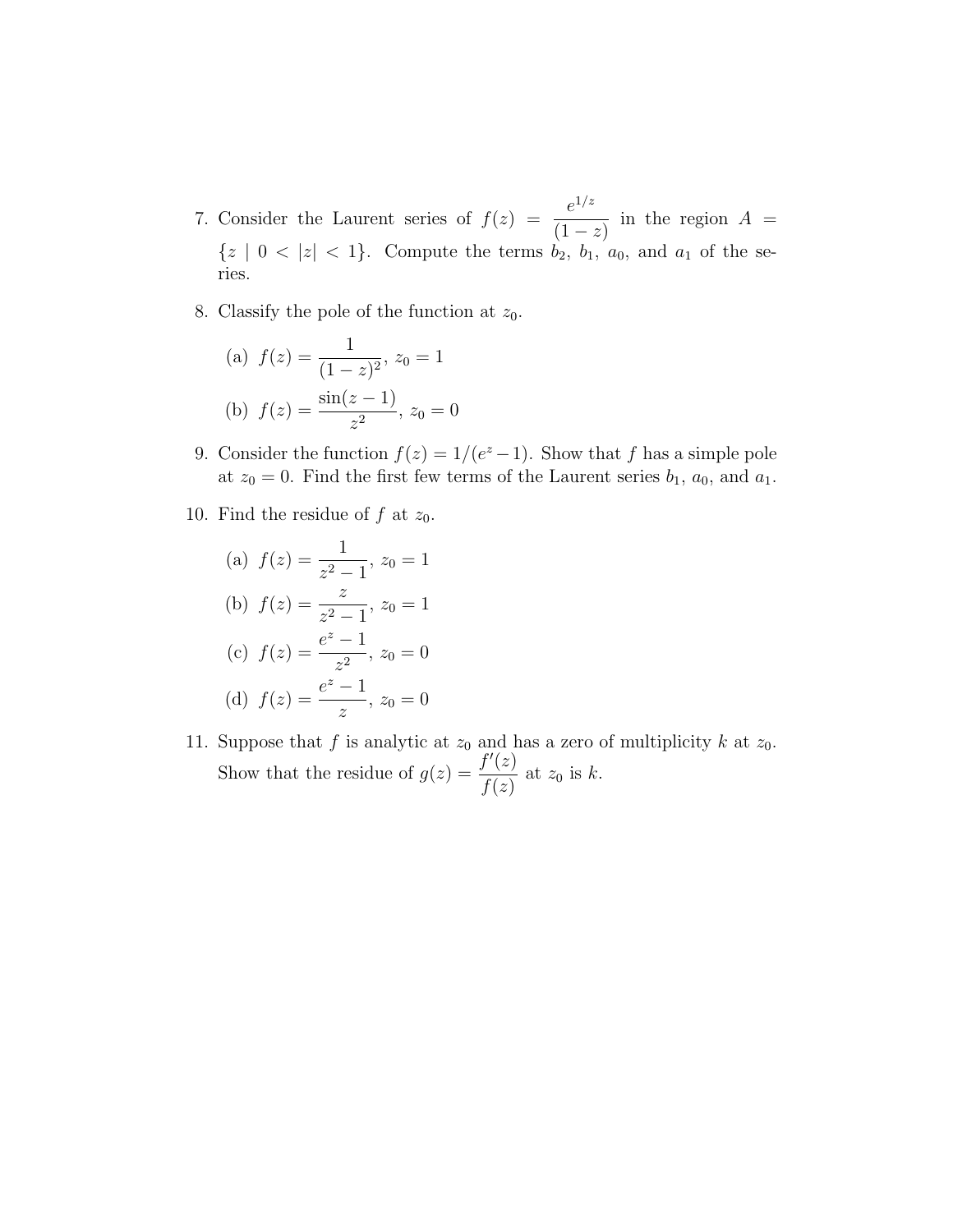7. Consider the Laurent series of $f(z) = \dfrac{e^{1/z}}{(1-z)}$ in the region $A = \{z \mid 0 < |z| < 1\}$. Compute the terms $b_2$, $b_1$, $a_0$, and $a_1$ of the series.

8. Classify the pole of the function at $z_0$.

   (a) $f(z) = \dfrac{1}{(1-z)^2}$, $z_0 = 1$

   (b) $f(z) = \dfrac{\sin(z-1)}{z^2}$, $z_0 = 0$

9. Consider the function $f(z) = 1/(e^z - 1)$. Show that $f$ has a simple pole at $z_0 = 0$. Find the first few terms of the Laurent series $b_1$, $a_0$, and $a_1$.

10. Find the residue of $f$ at $z_0$.

    (a) $f(z) = \dfrac{1}{z^2 - 1}$, $z_0 = 1$

    (b) $f(z) = \dfrac{z}{z^2 - 1}$, $z_0 = 1$

    (c) $f(z) = \dfrac{e^z - 1}{z^2}$, $z_0 = 0$

    (d) $f(z) = \dfrac{e^z - 1}{z}$, $z_0 = 0$

11. Suppose that $f$ is analytic at $z_0$ and has a zero of multiplicity $k$ at $z_0$. Show that the residue of $g(z) = \dfrac{f'(z)}{f(z)}$ at $z_0$ is $k$.